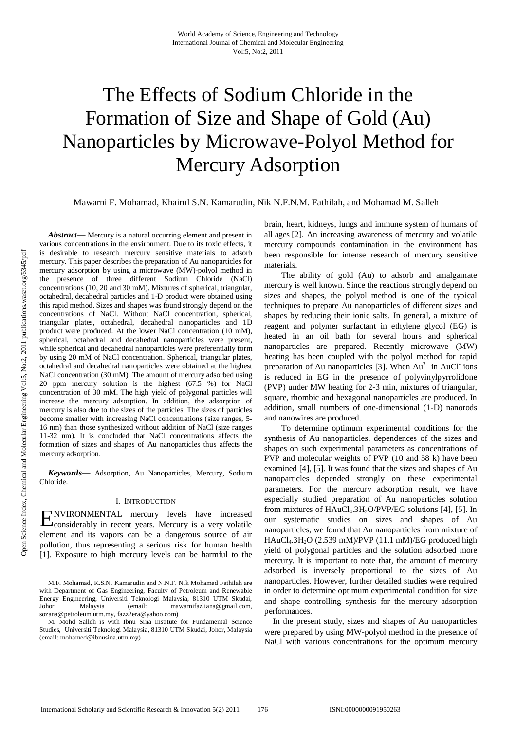# The Effects of Sodium Chloride in the Formation of Size and Shape of Gold (Au) Nanoparticles by Microwave-Polyol Method for Mercury Adsorption

Mawarni F. Mohamad, Khairul S.N. Kamarudin, Nik N.F.N.M. Fathilah, and Mohamad M. Salleh

***Abstract*****—** Mercury is a natural occurring element and present in various concentrations in the environment. Due to its toxic effects, it is desirable to research mercury sensitive materials to adsorb mercury. This paper describes the preparation of Au nanoparticles for mercury adsorption by using a microwave (MW)-polyol method in the presence of three different Sodium Chloride (NaCl) concentrations (10, 20 and 30 mM). Mixtures of spherical, triangular, octahedral, decahedral particles and 1-D product were obtained using this rapid method. Sizes and shapes was found strongly depend on the concentrations of NaCl. Without NaCl concentration, spherical, triangular plates, octahedral, decahedral nanoparticles and 1D product were produced. At the lower NaCl concentration (10 mM), spherical, octahedral and decahedral nanoparticles were present, while spherical and decahedral nanoparticles were preferentially form by using 20 mM of NaCl concentration. Spherical, triangular plates, octahedral and decahedral nanoparticles were obtained at the highest NaCl concentration (30 mM). The amount of mercury adsorbed using 20 ppm mercury solution is the highest (67.5 %) for NaCl concentration of 30 mM. The high yield of polygonal particles will increase the mercury adsorption. In addition, the adsorption of mercury is also due to the sizes of the particles. The sizes of particles become smaller with increasing NaCl concentrations (size ranges, 5-16 nm) than those synthesized without addition of NaCl (size ranges 11-32 nm). It is concluded that NaCl concentrations affects the formation of sizes and shapes of Au nanoparticles thus affects the mercury adsorption.

***Keywords*****—** Adsorption, Au Nanoparticles, Mercury, Sodium Chloride.

## I. Introduction

ENVIRONMENTAL mercury levels have increased considerably in recent years. Mercury is a very volatile element and its vapors can be a dangerous source of air pollution, thus representing a serious risk for human health [1]. Exposure to high mercury levels can be harmful to the brain, heart, kidneys, lungs and immune system of humans of all ages [2]. An increasing awareness of mercury and volatile mercury compounds contamination in the environment has been responsible for intense research of mercury sensitive materials.

The ability of gold (Au) to adsorb and amalgamate mercury is well known. Since the reactions strongly depend on sizes and shapes, the polyol method is one of the typical techniques to prepare Au nanoparticles of different sizes and shapes by reducing their ionic salts. In general, a mixture of reagent and polymer surfactant in ethylene glycol (EG) is heated in an oil bath for several hours and spherical nanoparticles are prepared. Recently microwave (MW) heating has been coupled with the polyol method for rapid preparation of Au nanoparticles [3]. When $Au^{3+}$ in $AuCl^-$ ions is reduced in EG in the presence of polyvinylpyrrolidone (PVP) under MW heating for 2-3 min, mixtures of triangular, square, rhombic and hexagonal nanoparticles are produced. In addition, small numbers of one-dimensional (1-D) nanorods and nanowires are produced.

To determine optimum experimental conditions for the synthesis of Au nanoparticles, dependences of the sizes and shapes on such experimental parameters as concentrations of PVP and molecular weights of PVP (10 and 58 k) have been examined [4], [5]. It was found that the sizes and shapes of Au nanoparticles depended strongly on these experimental parameters. For the mercury adsorption result, we have especially studied preparation of Au nanoparticles solution from mixtures of $HAuCl_4.3H_2O$/PVP/EG solutions [4], [5]. In our systematic studies on sizes and shapes of Au nanoparticles, we found that Au nanoparticles from mixture of $HAuCl_4.3H_2O$ (2.539 mM)/PVP (11.1 mM)/EG produced high yield of polygonal particles and the solution adsorbed more mercury. It is important to note that, the amount of mercury adsorbed is inversely proportional to the sizes of Au nanoparticles. However, further detailed studies were required in order to determine optimum experimental condition for size and shape controlling synthesis for the mercury adsorption performances.

In the present study, sizes and shapes of Au nanoparticles were prepared by using MW-polyol method in the presence of NaCl with various concentrations for the optimum mercury

M.F. Mohamad, K.S.N. Kamarudin and N.N.F. Nik Mohamed Fathilah are with Department of Gas Engineering, Faculty of Petroleum and Renewable Energy Engineering, Universiti Teknologi Malaysia, 81310 UTM Skudai, Johor, Malaysia (email: mawarnifazliana@gmail.com, sozana@petroleum.utm.my, fazz2era@yahoo.com)

M. Mohd Salleh is with Ibnu Sina Institute for Fundamental Science Studies, Universiti Teknologi Malaysia, 81310 UTM Skudai, Johor, Malaysia (email: mohamed@ibnusina.utm.my)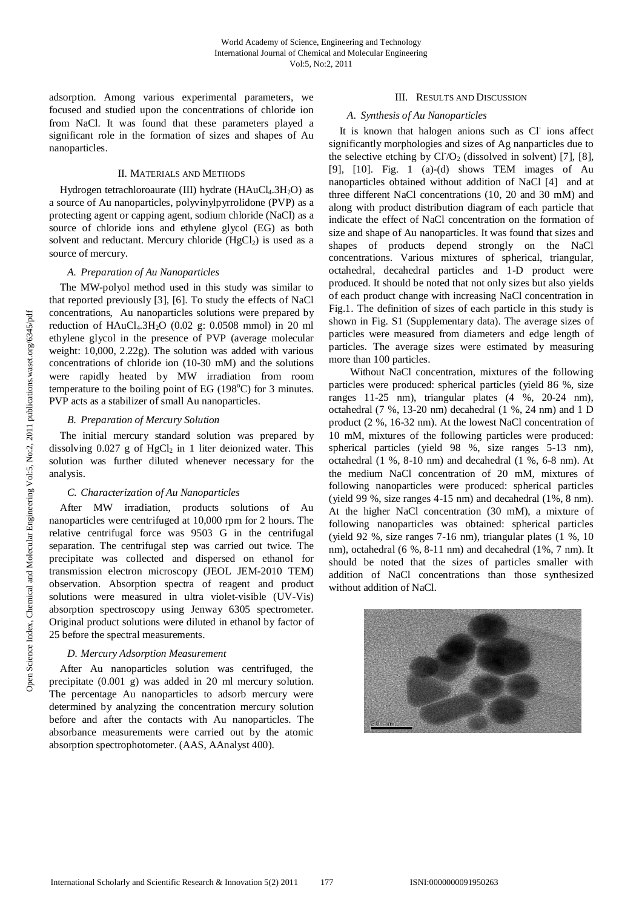adsorption. Among various experimental parameters, we focused and studied upon the concentrations of chloride ion from NaCl. It was found that these parameters played a significant role in the formation of sizes and shapes of Au nanoparticles.

## II. Materials and Methods

Hydrogen tetrachloroaurate (III) hydrate ($HAuCl_4.3H_2O$) as a source of Au nanoparticles, polyvinylpyrrolidone (PVP) as a protecting agent or capping agent, sodium chloride (NaCl) as a source of chloride ions and ethylene glycol (EG) as both solvent and reductant. Mercury chloride ($HgCl_2$) is used as a source of mercury.

### *A. Preparation of Au Nanoparticles*

The MW-polyol method used in this study was similar to that reported previously [3], [6]. To study the effects of NaCl concentrations, Au nanoparticles solutions were prepared by reduction of $HAuCl_4.3H_2O$ (0.02 g: 0.0508 mmol) in 20 ml ethylene glycol in the presence of PVP (average molecular weight: 10,000, 2.22g). The solution was added with various concentrations of chloride ion (10-30 mM) and the solutions were rapidly heated by MW irradiation from room temperature to the boiling point of EG (198$^o$C) for 3 minutes. PVP acts as a stabilizer of small Au nanoparticles.

### *B. Preparation of Mercury Solution*

The initial mercury standard solution was prepared by dissolving 0.027 g of $HgCl_2$ in 1 liter deionized water. This solution was further diluted whenever necessary for the analysis.

### *C. Characterization of Au Nanoparticles*

After MW irradiation, products solutions of Au nanoparticles were centrifuged at 10,000 rpm for 2 hours. The relative centrifugal force was 9503 G in the centrifugal separation. The centrifugal step was carried out twice. The precipitate was collected and dispersed on ethanol for transmission electron microscopy (JEOL JEM-2010 TEM) observation. Absorption spectra of reagent and product solutions were measured in ultra violet-visible (UV-Vis) absorption spectroscopy using Jenway 6305 spectrometer. Original product solutions were diluted in ethanol by factor of 25 before the spectral measurements.

### *D. Mercury Adsorption Measurement*

After Au nanoparticles solution was centrifuged, the precipitate (0.001 g) was added in 20 ml mercury solution. The percentage Au nanoparticles to adsorb mercury were determined by analyzing the concentration mercury solution before and after the contacts with Au nanoparticles. The absorbance measurements were carried out by the atomic absorption spectrophotometer. (AAS, AAnalyst 400).

## III. Results and Discussion

### *A. Synthesis of Au Nanoparticles*

It is known that halogen anions such as $Cl^-$ ions affect significantly morphologies and sizes of Ag nanparticles due to the selective etching by $Cl^-/O_2$ (dissolved in solvent) [7], [8], [9], [10]. Fig. 1 (a)-(d) shows TEM images of Au nanoparticles obtained without addition of NaCl [4] and at three different NaCl concentrations (10, 20 and 30 mM) and along with product distribution diagram of each particle that indicate the effect of NaCl concentration on the formation of size and shape of Au nanoparticles. It was found that sizes and shapes of products depend strongly on the NaCl concentrations. Various mixtures of spherical, triangular, octahedral, decahedral particles and 1-D product were produced. It should be noted that not only sizes but also yields of each product change with increasing NaCl concentration in Fig.1. The definition of sizes of each particle in this study is shown in Fig. S1 (Supplementary data). The average sizes of particles were measured from diameters and edge length of particles. The average sizes were estimated by measuring more than 100 particles.

Without NaCl concentration, mixtures of the following particles were produced: spherical particles (yield 86 %, size ranges 11-25 nm), triangular plates (4 %, 20-24 nm), octahedral (7 %, 13-20 nm) decahedral (1 %, 24 nm) and 1 D product (2 %, 16-32 nm). At the lowest NaCl concentration of 10 mM, mixtures of the following particles were produced: spherical particles (yield 98 %, size ranges 5-13 nm), octahedral (1 %, 8-10 nm) and decahedral (1 %, 6-8 nm). At the medium NaCl concentration of 20 mM, mixtures of following nanoparticles were produced: spherical particles (yield 99 %, size ranges 4-15 nm) and decahedral (1%, 8 nm). At the higher NaCl concentration (30 mM), a mixture of following nanoparticles was obtained: spherical particles (yield 92 %, size ranges 7-16 nm), triangular plates (1 %, 10 nm), octahedral (6 %, 8-11 nm) and decahedral (1%, 7 nm). It should be noted that the sizes of particles smaller with addition of NaCl concentrations than those synthesized without addition of NaCl.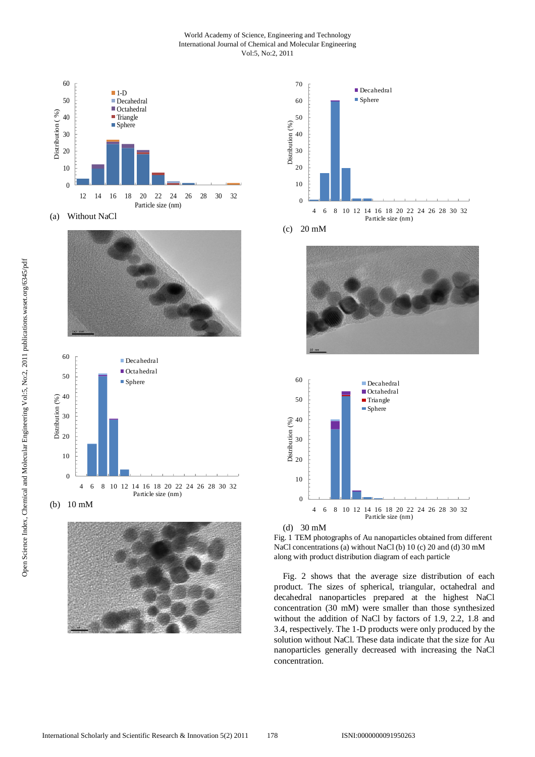Distribution ( %)

60
50
40
30
20
10
0

1-D
Decahedral
Octahedral
Triangle
Sphere

12 14 16 18 20 22 24 26 28 30 32

Particle size (nm)

(a) Without NaCl

Distribution (%)

60
50
40
30
20
10
0

Decahedral
Octahedral
Sphere

4 6 8 10 12 14 16 18 20 22 24 26 28 30 32

Particle size (nm)

(b) 10 mM

Distribution (%)

70
60
50
40
30
20
10
0

Decahedral
Sphere

4 6 8 10 12 14 16 18 20 22 24 26 28 30 32

Particle size (nm)

(c) 20 mM

Distribution (%)

60
50
40
30
20
10
0

Decahedral
Octahedral
Triangle
Sphere

4 6 8 10 12 14 16 18 20 22 24 26 28 30 32

Particle size (nm)

(d) 30 mM

Fig. 1 TEM photographs of Au nanoparticles obtained from different NaCl concentrations (a) without NaCl (b) 10 (c) 20 and (d) 30 mM along with product distribution diagram of each particle

Fig. 2 shows that the average size distribution of each product. The sizes of spherical, triangular, octahedral and decahedral nanoparticles prepared at the highest NaCl concentration (30 mM) were smaller than those synthesized without the addition of NaCl by factors of 1.9, 2.2, 1.8 and 3.4, respectively. The 1-D products were only produced by the solution without NaCl. These data indicate that the size for Au nanoparticles generally decreased with increasing the NaCl concentration.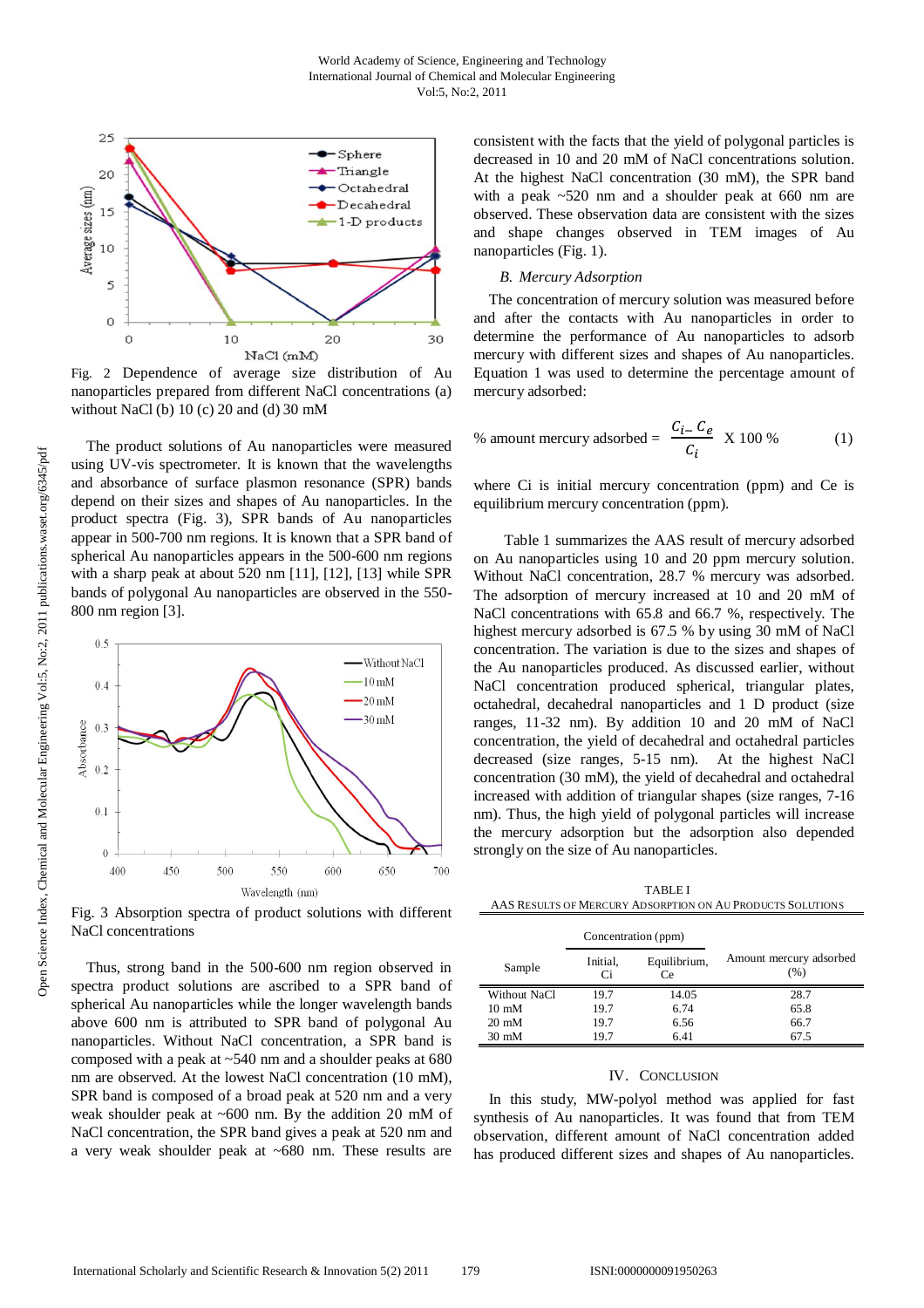25
20
15
10
5
0
Average sizes (nm)
0
10
20
30
NaCl (mM)
Sphere
Triangle
Octahedral
Decahedral
1-D products

Fig. 2 Dependence of average size distribution of Au nanoparticles prepared from different NaCl concentrations (a) without NaCl (b) 10 (c) 20 and (d) 30 mM

The product solutions of Au nanoparticles were measured using UV-vis spectrometer. It is known that the wavelengths and absorbance of surface plasmon resonance (SPR) bands depend on their sizes and shapes of Au nanoparticles. In the product spectra (Fig. 3), SPR bands of Au nanoparticles appear in 500-700 nm regions. It is known that a SPR band of spherical Au nanoparticles appears in the 500-600 nm regions with a sharp peak at about 520 nm [11], [12], [13] while SPR bands of polygonal Au nanoparticles are observed in the 550-800 nm region [3].

0.5
0.4
0.3
0.2
0.1
0
Absorbance
400
450
500
550
600
650
700
Wavelength (nm)
Without NaCl
10 mM
20 mM
30 mM

Fig. 3 Absorption spectra of product solutions with different NaCl concentrations

Thus, strong band in the 500-600 nm region observed in spectra product solutions are ascribed to a SPR band of spherical Au nanoparticles while the longer wavelength bands above 600 nm is attributed to SPR band of polygonal Au nanoparticles. Without NaCl concentration, a SPR band is composed with a peak at ~540 nm and a shoulder peaks at 680 nm are observed. At the lowest NaCl concentration (10 mM), SPR band is composed of a broad peak at 520 nm and a very weak shoulder peak at ~600 nm. By the addition 20 mM of NaCl concentration, the SPR band gives a peak at 520 nm and a very weak shoulder peak at ~680 nm. These results are consistent with the facts that the yield of polygonal particles is decreased in 10 and 20 mM of NaCl concentrations solution. At the highest NaCl concentration (30 mM), the SPR band with a peak ~520 nm and a shoulder peak at 660 nm are observed. These observation data are consistent with the sizes and shape changes observed in TEM images of Au nanoparticles (Fig. 1).

### *B. Mercury Adsorption*

The concentration of mercury solution was measured before and after the contacts with Au nanoparticles in order to determine the performance of Au nanoparticles to adsorb mercury with different sizes and shapes of Au nanoparticles. Equation 1 was used to determine the percentage amount of mercury adsorbed:

$$\text{\% amount mercury adsorbed} = \frac{C_i - C_e}{C_i} \text{ X } 100 \text{ \%} \qquad (1)$$

where Ci is initial mercury concentration (ppm) and Ce is equilibrium mercury concentration (ppm).

Table 1 summarizes the AAS result of mercury adsorbed on Au nanoparticles using 10 and 20 ppm mercury solution. Without NaCl concentration, 28.7 % mercury was adsorbed. The adsorption of mercury increased at 10 and 20 mM of NaCl concentrations with 65.8 and 66.7 %, respectively. The highest mercury adsorbed is 67.5 % by using 30 mM of NaCl concentration. The variation is due to the sizes and shapes of the Au nanoparticles produced. As discussed earlier, without NaCl concentration produced spherical, triangular plates, octahedral, decahedral nanoparticles and 1 D product (size ranges, 11-32 nm). By addition 10 and 20 mM of NaCl concentration, the yield of decahedral and octahedral particles decreased (size ranges, 5-15 nm). At the highest NaCl concentration (30 mM), the yield of decahedral and octahedral increased with addition of triangular shapes (size ranges, 7-16 nm). Thus, the high yield of polygonal particles will increase the mercury adsorption but the adsorption also depended strongly on the size of Au nanoparticles.

TABLE I
AAS RESULTS OF MERCURY ADSORPTION ON AU PRODUCTS SOLUTIONS

| Sample | Concentration (ppm) | | Amount mercury adsorbed (%) |
|---|---|---|---|
| | Initial, Ci | Equilibrium, Ce | |
| Without NaCl | 19.7 | 14.05 | 28.7 |
| 10 mM | 19.7 | 6.74 | 65.8 |
| 20 mM | 19.7 | 6.56 | 66.7 |
| 30 mM | 19.7 | 6.41 | 67.5 |

## IV. CONCLUSION

In this study, MW-polyol method was applied for fast synthesis of Au nanoparticles. It was found that from TEM observation, different amount of NaCl concentration added has produced different sizes and shapes of Au nanoparticles.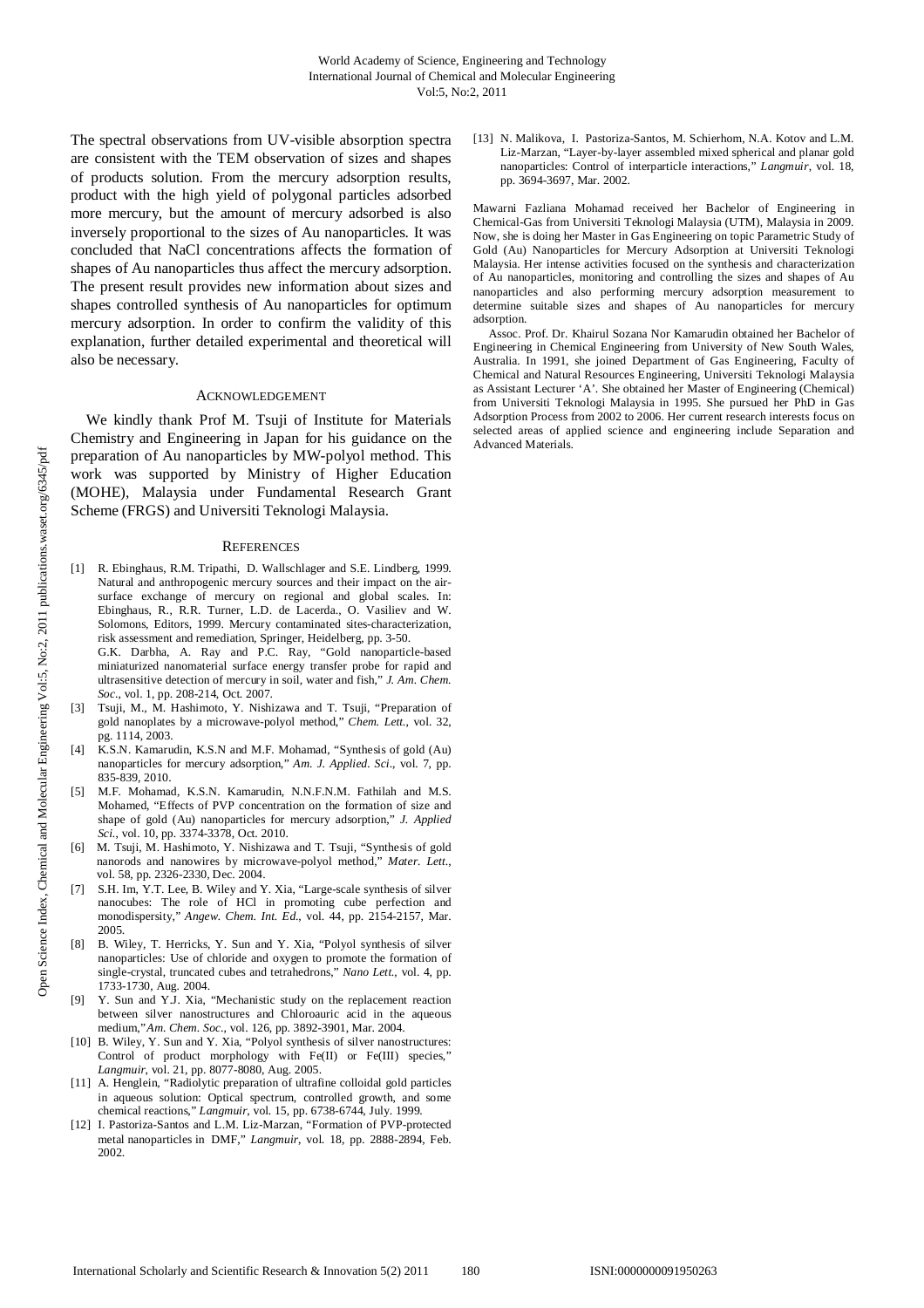The spectral observations from UV-visible absorption spectra are consistent with the TEM observation of sizes and shapes of products solution. From the mercury adsorption results, product with the high yield of polygonal particles adsorbed more mercury, but the amount of mercury adsorbed is also inversely proportional to the sizes of Au nanoparticles. It was concluded that NaCl concentrations affects the formation of shapes of Au nanoparticles thus affect the mercury adsorption. The present result provides new information about sizes and shapes controlled synthesis of Au nanoparticles for optimum mercury adsorption. In order to confirm the validity of this explanation, further detailed experimental and theoretical will also be necessary.

## Acknowledgement

We kindly thank Prof M. Tsuji of Institute for Materials Chemistry and Engineering in Japan for his guidance on the preparation of Au nanoparticles by MW-polyol method. This work was supported by Ministry of Higher Education (MOHE), Malaysia under Fundamental Research Grant Scheme (FRGS) and Universiti Teknologi Malaysia.

## References

[1] R. Ebinghaus, R.M. Tripathi, D. Wallschlager and S.E. Lindberg, 1999. Natural and anthropogenic mercury sources and their impact on the air-surface exchange of mercury on regional and global scales. In: Ebinghaus, R., R.R. Turner, L.D. de Lacerda., O. Vasiliev and W. Solomons, Editors, 1999. Mercury contaminated sites-characterization, risk assessment and remediation, Springer, Heidelberg, pp. 3-50. G.K. Darbha, A. Ray and P.C. Ray, "Gold nanoparticle-based miniaturized nanomaterial surface energy transfer probe for rapid and ultrasensitive detection of mercury in soil, water and fish," *J. Am. Chem. Soc*., vol. 1, pp. 208-214, Oct. 2007.

[3] Tsuji, M., M. Hashimoto, Y. Nishizawa and T. Tsuji, "Preparation of gold nanoplates by a microwave-polyol method," *Chem. Lett.*, vol. 32, pg. 1114, 2003.

[4] K.S.N. Kamarudin, K.S.N and M.F. Mohamad, "Synthesis of gold (Au) nanoparticles for mercury adsorption," *Am. J. Applied. Sci*., vol. 7, pp. 835-839, 2010.

[5] M.F. Mohamad, K.S.N. Kamarudin, N.N.F.N.M. Fathilah and M.S. Mohamed, "Effects of PVP concentration on the formation of size and shape of gold (Au) nanoparticles for mercury adsorption," *J. Applied Sci.*, vol. 10, pp. 3374-3378, Oct. 2010.

[6] M. Tsuji, M. Hashimoto, Y. Nishizawa and T. Tsuji, "Synthesis of gold nanorods and nanowires by microwave-polyol method," *Mater. Lett*., vol. 58, pp. 2326-2330, Dec. 2004.

[7] S.H. Im, Y.T. Lee, B. Wiley and Y. Xia, "Large-scale synthesis of silver nanocubes: The role of HCl in promoting cube perfection and monodispersity," *Angew. Chem. Int. Ed*., vol. 44, pp. 2154-2157, Mar. 2005.

[8] B. Wiley, T. Herricks, Y. Sun and Y. Xia, "Polyol synthesis of silver nanoparticles: Use of chloride and oxygen to promote the formation of single-crystal, truncated cubes and tetrahedrons," *Nano Lett.*, vol. 4, pp. 1733-1730, Aug. 2004.

[9] Y. Sun and Y.J. Xia, "Mechanistic study on the replacement reaction between silver nanostructures and Chloroauric acid in the aqueous medium," *Am. Chem. Soc*., vol. 126, pp. 3892-3901, Mar. 2004.

[10] B. Wiley, Y. Sun and Y. Xia, "Polyol synthesis of silver nanostructures: Control of product morphology with Fe(II) or Fe(III) species," *Langmuir*, vol. 21, pp. 8077-8080, Aug. 2005.

[11] A. Henglein, "Radiolytic preparation of ultrafine colloidal gold particles in aqueous solution: Optical spectrum, controlled growth, and some chemical reactions," *Langmuir*, vol. 15, pp. 6738-6744, July. 1999.

[12] I. Pastoriza-Santos and L.M. Liz-Marzan, "Formation of PVP-protected metal nanoparticles in DMF," *Langmuir*, vol. 18, pp. 2888-2894, Feb. 2002.

[13] N. Malikova, I. Pastoriza-Santos, M. Schierhom, N.A. Kotov and L.M. Liz-Marzan, "Layer-by-layer assembled mixed spherical and planar gold nanoparticles: Control of interparticle interactions," *Langmuir*, vol. 18, pp. 3694-3697, Mar. 2002.

Mawarni Fazliana Mohamad received her Bachelor of Engineering in Chemical-Gas from Universiti Teknologi Malaysia (UTM), Malaysia in 2009. Now, she is doing her Master in Gas Engineering on topic Parametric Study of Gold (Au) Nanoparticles for Mercury Adsorption at Universiti Teknologi Malaysia. Her intense activities focused on the synthesis and characterization of Au nanoparticles, monitoring and controlling the sizes and shapes of Au nanoparticles and also performing mercury adsorption measurement to determine suitable sizes and shapes of Au nanoparticles for mercury adsorption.

Assoc. Prof. Dr. Khairul Sozana Nor Kamarudin obtained her Bachelor of Engineering in Chemical Engineering from University of New South Wales, Australia. In 1991, she joined Department of Gas Engineering, Faculty of Chemical and Natural Resources Engineering, Universiti Teknologi Malaysia as Assistant Lecturer 'A'. She obtained her Master of Engineering (Chemical) from Universiti Teknologi Malaysia in 1995. She pursued her PhD in Gas Adsorption Process from 2002 to 2006. Her current research interests focus on selected areas of applied science and engineering include Separation and Advanced Materials.